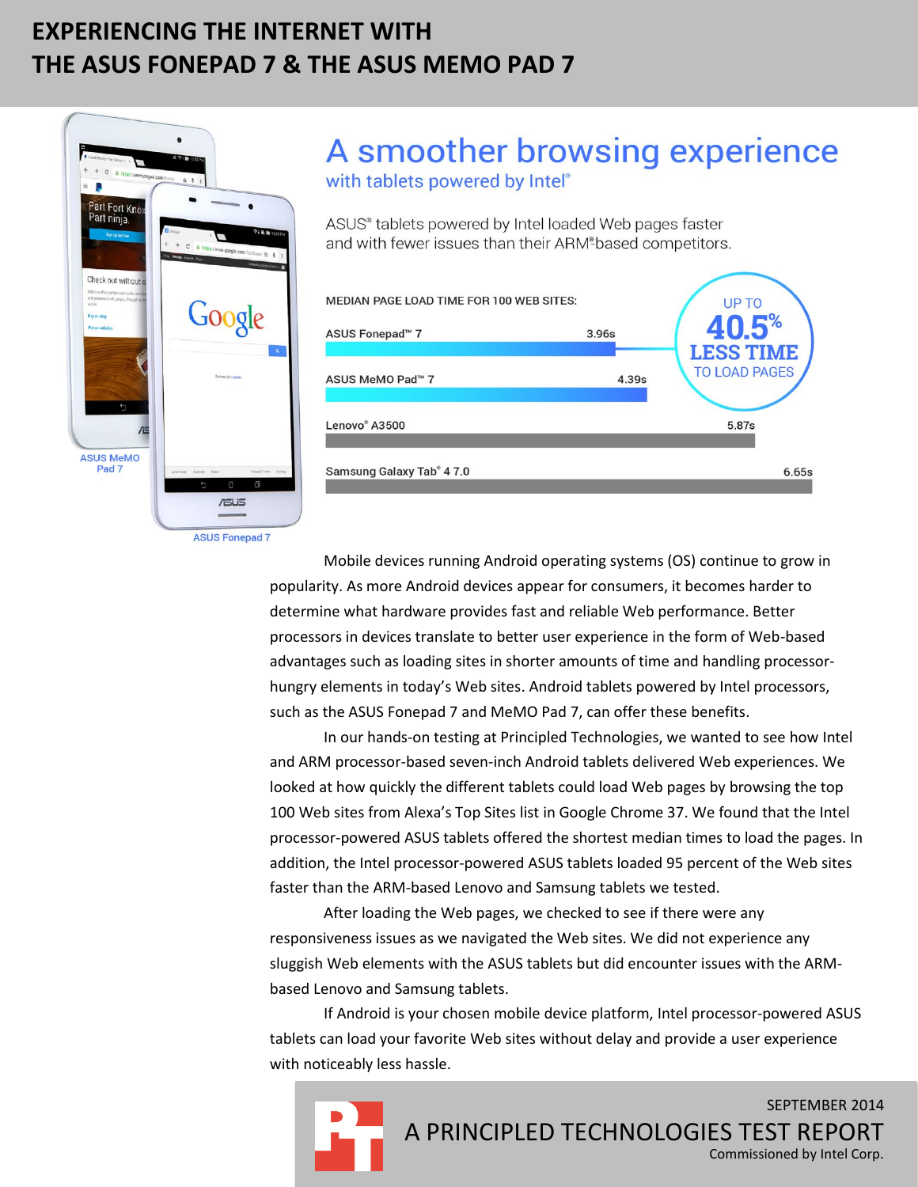# EXPERIENCING THE INTERNET WITH THE ASUS FONEPAD 7 & THE ASUS MEMO PAD 7

## A smoother browsing experience

### with tablets powered by Intel®

ASUS® tablets powered by Intel loaded Web pages faster and with fewer issues than their ARM®-based competitors.

MEDIAN PAGE LOAD TIME FOR 100 WEB SITES:

| Tablet | Median page load time |
|---|---|
| ASUS Fonepad™ 7 | 3.96s |
| ASUS MeMO Pad™ 7 | 4.39s |
| Lenovo® A3500 | 5.87s |
| Samsung Galaxy Tab® 4 7.0 | 6.65s |

UP TO **40.5%** LESS TIME TO LOAD PAGES

ASUS MeMO Pad 7

ASUS Fonepad 7

Mobile devices running Android operating systems (OS) continue to grow in popularity. As more Android devices appear for consumers, it becomes harder to determine what hardware provides fast and reliable Web performance. Better processors in devices translate to better user experience in the form of Web-based advantages such as loading sites in shorter amounts of time and handling processor-hungry elements in today's Web sites. Android tablets powered by Intel processors, such as the ASUS Fonepad 7 and MeMO Pad 7, can offer these benefits.

In our hands-on testing at Principled Technologies, we wanted to see how Intel and ARM processor-based seven-inch Android tablets delivered Web experiences. We looked at how quickly the different tablets could load Web pages by browsing the top 100 Web sites from Alexa's Top Sites list in Google Chrome 37. We found that the Intel processor-powered ASUS tablets offered the shortest median times to load the pages. In addition, the Intel processor-powered ASUS tablets loaded 95 percent of the Web sites faster than the ARM-based Lenovo and Samsung tablets we tested.

After loading the Web pages, we checked to see if there were any responsiveness issues as we navigated the Web sites. We did not experience any sluggish Web elements with the ASUS tablets but did encounter issues with the ARM-based Lenovo and Samsung tablets.

If Android is your chosen mobile device platform, Intel processor-powered ASUS tablets can load your favorite Web sites without delay and provide a user experience with noticeably less hassle.

SEPTEMBER 2014

A PRINCIPLED TECHNOLOGIES TEST REPORT

Commissioned by Intel Corp.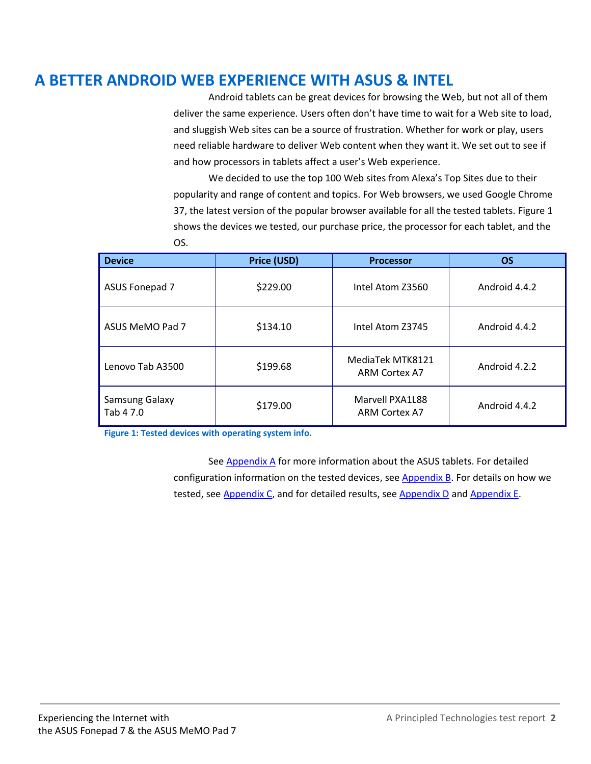## A BETTER ANDROID WEB EXPERIENCE WITH ASUS & INTEL

Android tablets can be great devices for browsing the Web, but not all of them deliver the same experience. Users often don't have time to wait for a Web site to load, and sluggish Web sites can be a source of frustration. Whether for work or play, users need reliable hardware to deliver Web content when they want it. We set out to see if and how processors in tablets affect a user's Web experience.

We decided to use the top 100 Web sites from Alexa's Top Sites due to their popularity and range of content and topics. For Web browsers, we used Google Chrome 37, the latest version of the popular browser available for all the tested tablets. Figure 1 shows the devices we tested, our purchase price, the processor for each tablet, and the OS.

| Device | Price (USD) | Processor | OS |
|---|---|---|---|
| ASUS Fonepad 7 | $229.00 | Intel Atom Z3560 | Android 4.4.2 |
| ASUS MeMO Pad 7 | $134.10 | Intel Atom Z3745 | Android 4.4.2 |
| Lenovo Tab A3500 | $199.68 | MediaTek MTK8121 ARM Cortex A7 | Android 4.2.2 |
| Samsung Galaxy Tab 4 7.0 | $179.00 | Marvell PXA1L88 ARM Cortex A7 | Android 4.4.2 |

**Figure 1: Tested devices with operating system info.**

See Appendix A for more information about the ASUS tablets. For detailed configuration information on the tested devices, see Appendix B. For details on how we tested, see Appendix C, and for detailed results, see Appendix D and Appendix E.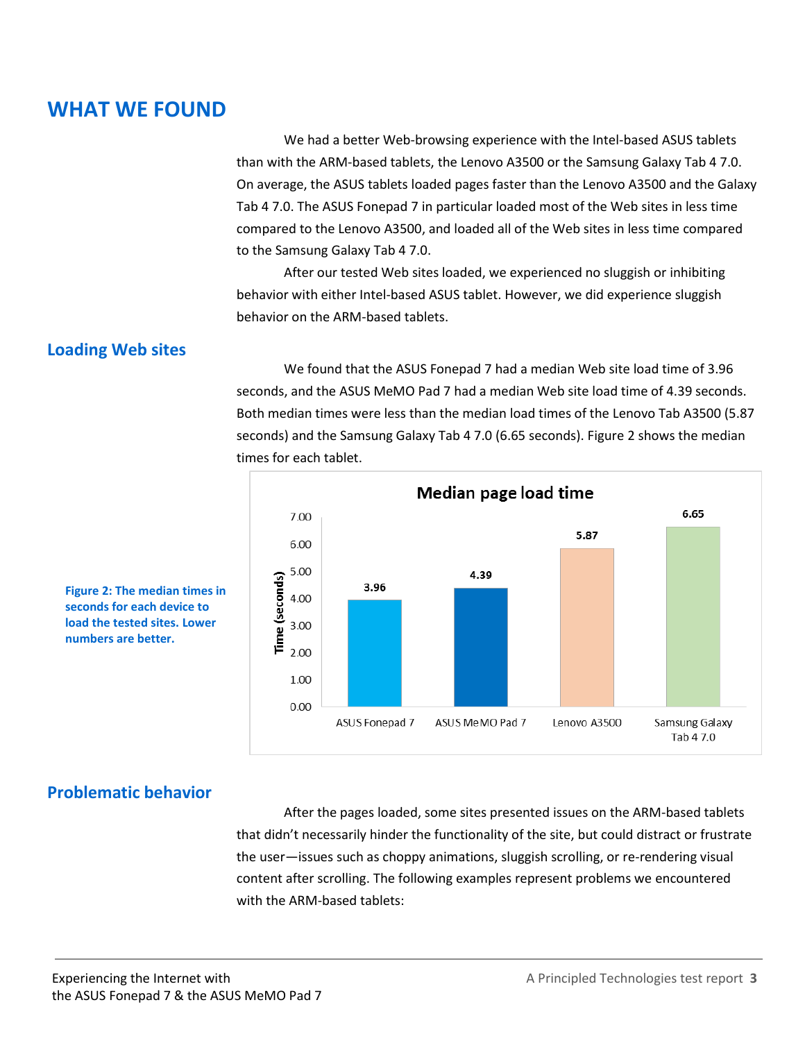## WHAT WE FOUND

We had a better Web-browsing experience with the Intel-based ASUS tablets than with the ARM-based tablets, the Lenovo A3500 or the Samsung Galaxy Tab 4 7.0. On average, the ASUS tablets loaded pages faster than the Lenovo A3500 and the Galaxy Tab 4 7.0. The ASUS Fonepad 7 in particular loaded most of the Web sites in less time compared to the Lenovo A3500, and loaded all of the Web sites in less time compared to the Samsung Galaxy Tab 4 7.0.

After our tested Web sites loaded, we experienced no sluggish or inhibiting behavior with either Intel-based ASUS tablet. However, we did experience sluggish behavior on the ARM-based tablets.

### Loading Web sites

We found that the ASUS Fonepad 7 had a median Web site load time of 3.96 seconds, and the ASUS MeMO Pad 7 had a median Web site load time of 4.39 seconds. Both median times were less than the median load times of the Lenovo Tab A3500 (5.87 seconds) and the Samsung Galaxy Tab 4 7.0 (6.65 seconds). Figure 2 shows the median times for each tablet.

**Median page load time**

| Device | Time (seconds) |
|---|---|
| ASUS Fonepad 7 | 3.96 |
| ASUS MeMO Pad 7 | 4.39 |
| Lenovo A3500 | 5.87 |
| Samsung Galaxy Tab 4 7.0 | 6.65 |

**Figure 2: The median times in seconds for each device to load the tested sites. Lower numbers are better.**

### Problematic behavior

After the pages loaded, some sites presented issues on the ARM-based tablets that didn't necessarily hinder the functionality of the site, but could distract or frustrate the user—issues such as choppy animations, sluggish scrolling, or re-rendering visual content after scrolling. The following examples represent problems we encountered with the ARM-based tablets: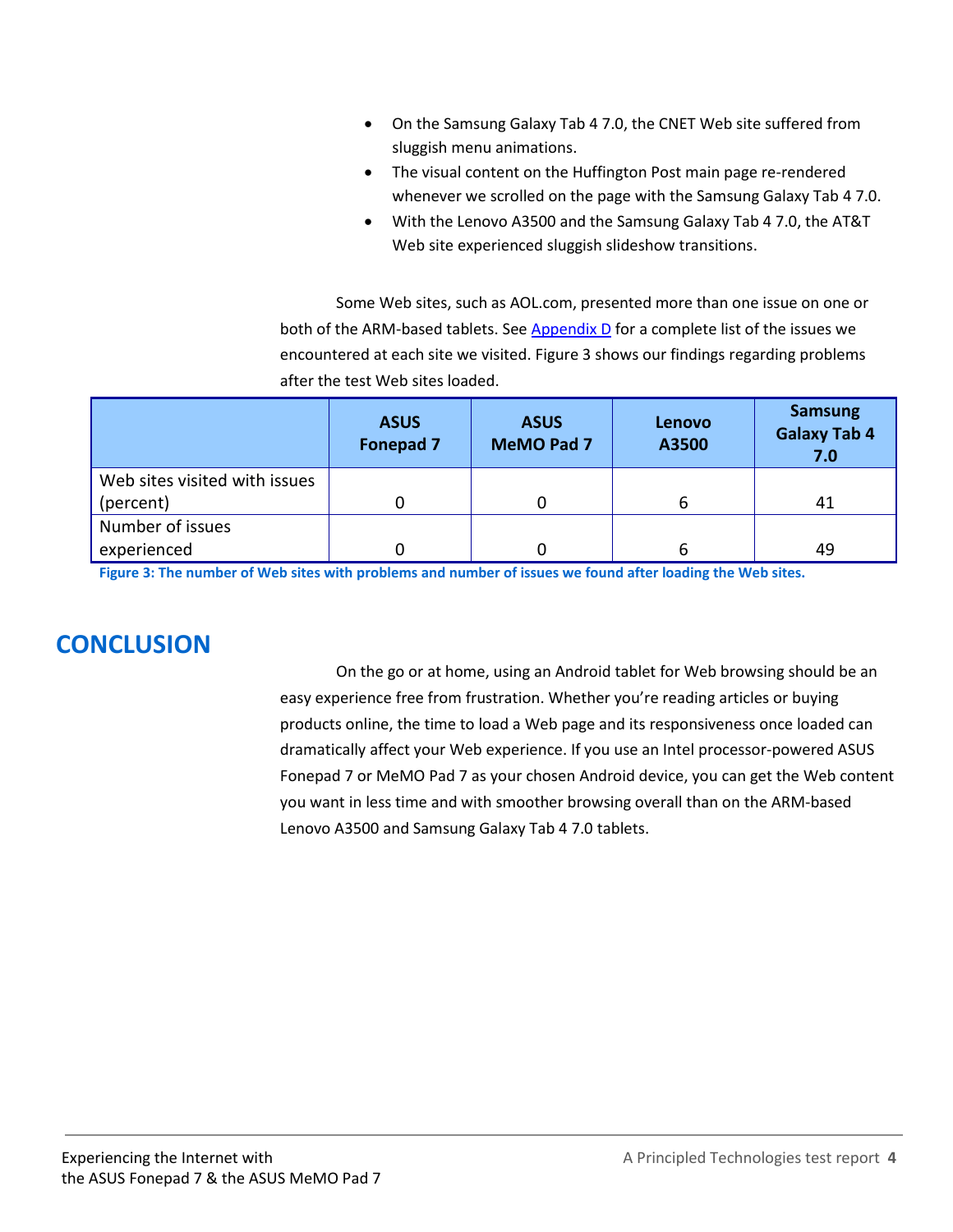- On the Samsung Galaxy Tab 4 7.0, the CNET Web site suffered from sluggish menu animations.
- The visual content on the Huffington Post main page re-rendered whenever we scrolled on the page with the Samsung Galaxy Tab 4 7.0.
- With the Lenovo A3500 and the Samsung Galaxy Tab 4 7.0, the AT&T Web site experienced sluggish slideshow transitions.

Some Web sites, such as AOL.com, presented more than one issue on one or both of the ARM-based tablets. See [Appendix D](#) for a complete list of the issues we encountered at each site we visited. Figure 3 shows our findings regarding problems after the test Web sites loaded.

| | ASUS Fonepad 7 | ASUS MeMO Pad 7 | Lenovo A3500 | Samsung Galaxy Tab 4 7.0 |
|---|---|---|---|---|
| Web sites visited with issues (percent) | 0 | 0 | 6 | 41 |
| Number of issues experienced | 0 | 0 | 6 | 49 |

**Figure 3: The number of Web sites with problems and number of issues we found after loading the Web sites.**

## CONCLUSION

On the go or at home, using an Android tablet for Web browsing should be an easy experience free from frustration. Whether you're reading articles or buying products online, the time to load a Web page and its responsiveness once loaded can dramatically affect your Web experience. If you use an Intel processor-powered ASUS Fonepad 7 or MeMO Pad 7 as your chosen Android device, you can get the Web content you want in less time and with smoother browsing overall than on the ARM-based Lenovo A3500 and Samsung Galaxy Tab 4 7.0 tablets.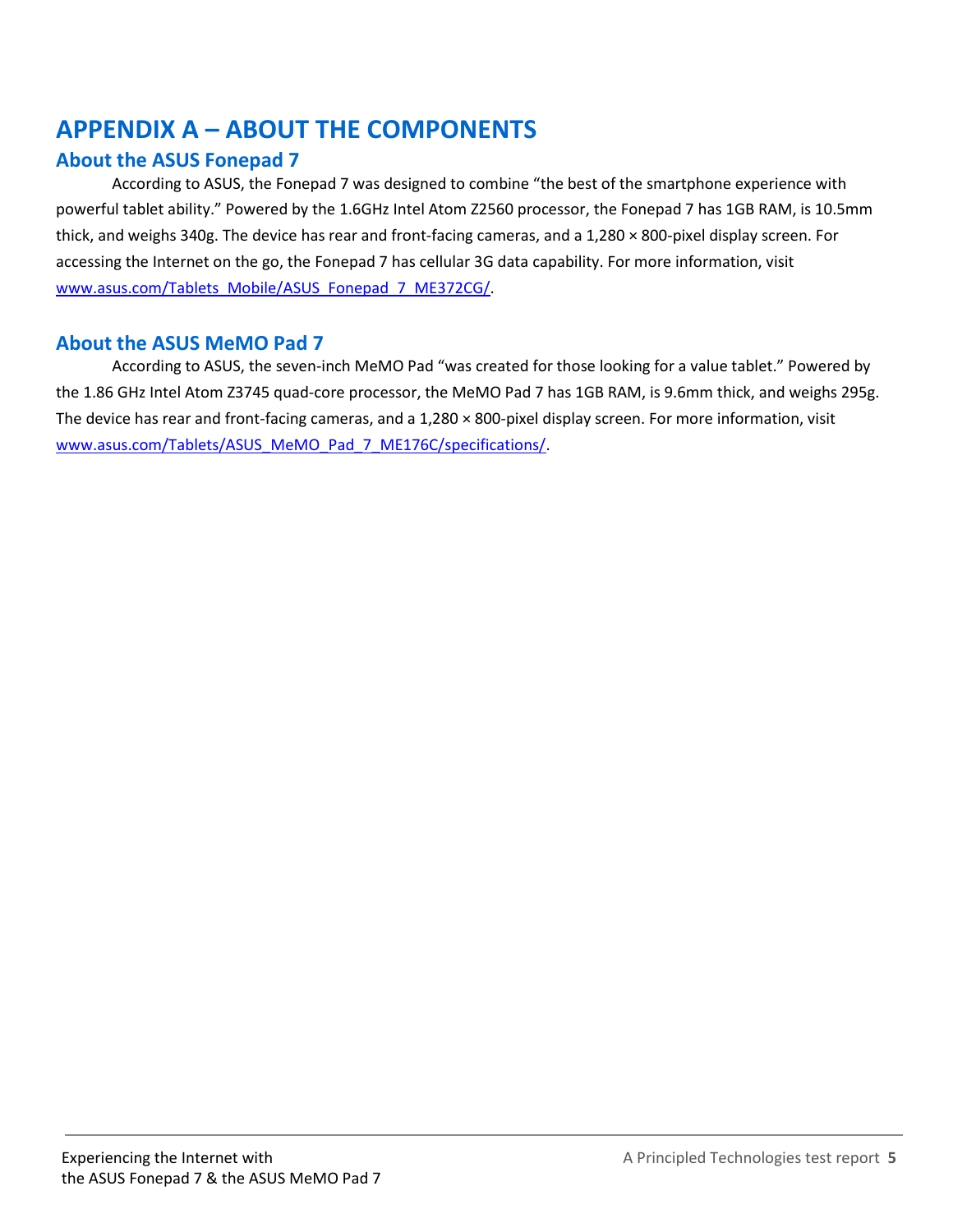# APPENDIX A – ABOUT THE COMPONENTS

## About the ASUS Fonepad 7

According to ASUS, the Fonepad 7 was designed to combine "the best of the smartphone experience with powerful tablet ability." Powered by the 1.6GHz Intel Atom Z2560 processor, the Fonepad 7 has 1GB RAM, is 10.5mm thick, and weighs 340g. The device has rear and front-facing cameras, and a 1,280 × 800-pixel display screen. For accessing the Internet on the go, the Fonepad 7 has cellular 3G data capability. For more information, visit [www.asus.com/Tablets_Mobile/ASUS_Fonepad_7_ME372CG/](www.asus.com/Tablets_Mobile/ASUS_Fonepad_7_ME372CG/).

## About the ASUS MeMO Pad 7

According to ASUS, the seven-inch MeMO Pad "was created for those looking for a value tablet." Powered by the 1.86 GHz Intel Atom Z3745 quad-core processor, the MeMO Pad 7 has 1GB RAM, is 9.6mm thick, and weighs 295g. The device has rear and front-facing cameras, and a 1,280 × 800-pixel display screen. For more information, visit [www.asus.com/Tablets/ASUS_MeMO_Pad_7_ME176C/specifications/](www.asus.com/Tablets/ASUS_MeMO_Pad_7_ME176C/specifications/).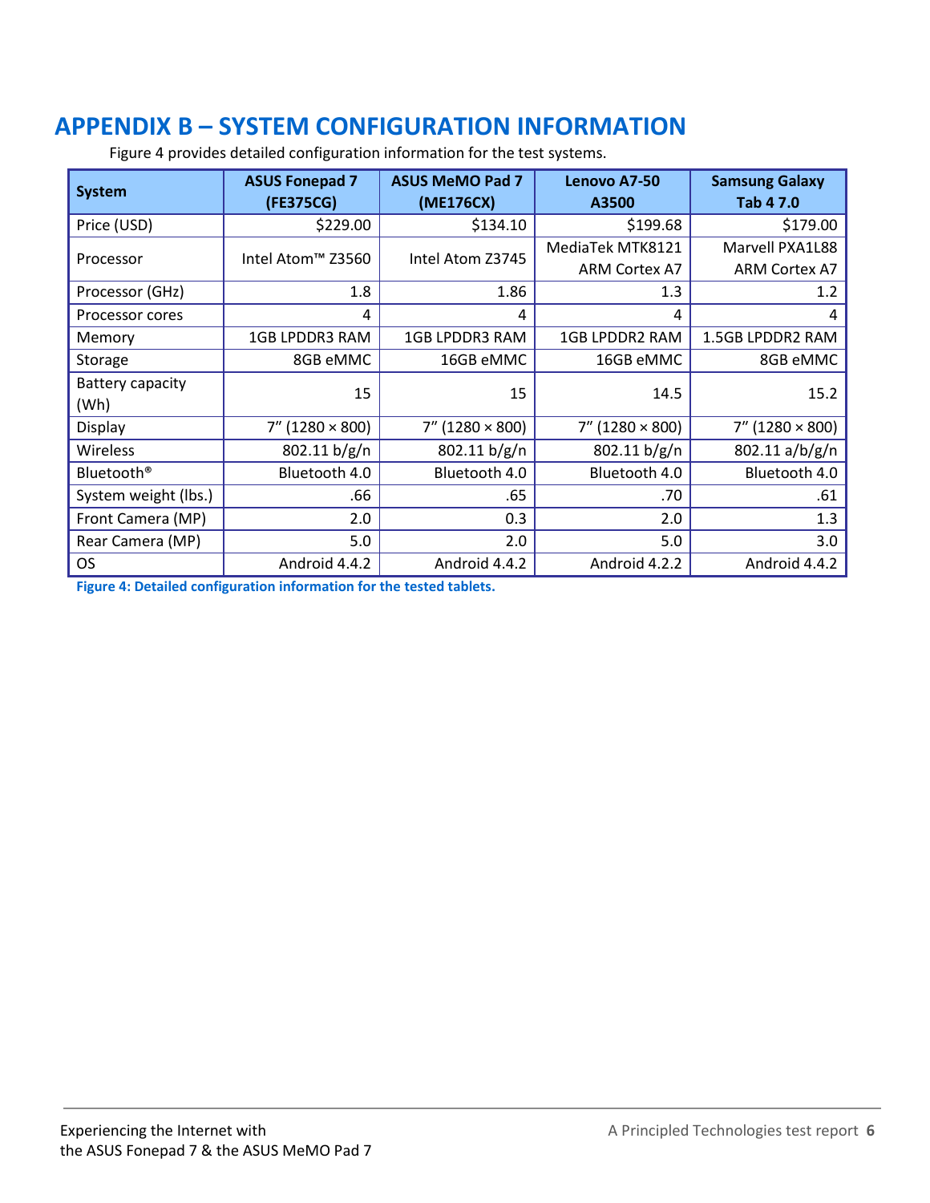# APPENDIX B – SYSTEM CONFIGURATION INFORMATION

Figure 4 provides detailed configuration information for the test systems.

| System | ASUS Fonepad 7 (FE375CG) | ASUS MeMO Pad 7 (ME176CX) | Lenovo A7-50 A3500 | Samsung Galaxy Tab 4 7.0 |
|---|---|---|---|---|
| Price (USD) | $229.00 | $134.10 | $199.68 | $179.00 |
| Processor | Intel Atom™ Z3560 | Intel Atom Z3745 | MediaTek MTK8121 ARM Cortex A7 | Marvell PXA1L88 ARM Cortex A7 |
| Processor (GHz) | 1.8 | 1.86 | 1.3 | 1.2 |
| Processor cores | 4 | 4 | 4 | 4 |
| Memory | 1GB LPDDR3 RAM | 1GB LPDDR3 RAM | 1GB LPDDR2 RAM | 1.5GB LPDDR2 RAM |
| Storage | 8GB eMMC | 16GB eMMC | 16GB eMMC | 8GB eMMC |
| Battery capacity (Wh) | 15 | 15 | 14.5 | 15.2 |
| Display | 7″ (1280 × 800) | 7″ (1280 × 800) | 7″ (1280 × 800) | 7″ (1280 × 800) |
| Wireless | 802.11 b/g/n | 802.11 b/g/n | 802.11 b/g/n | 802.11 a/b/g/n |
| Bluetooth® | Bluetooth 4.0 | Bluetooth 4.0 | Bluetooth 4.0 | Bluetooth 4.0 |
| System weight (lbs.) | .66 | .65 | .70 | .61 |
| Front Camera (MP) | 2.0 | 0.3 | 2.0 | 1.3 |
| Rear Camera (MP) | 5.0 | 2.0 | 5.0 | 3.0 |
| OS | Android 4.4.2 | Android 4.4.2 | Android 4.2.2 | Android 4.4.2 |

**Figure 4: Detailed configuration information for the tested tablets.**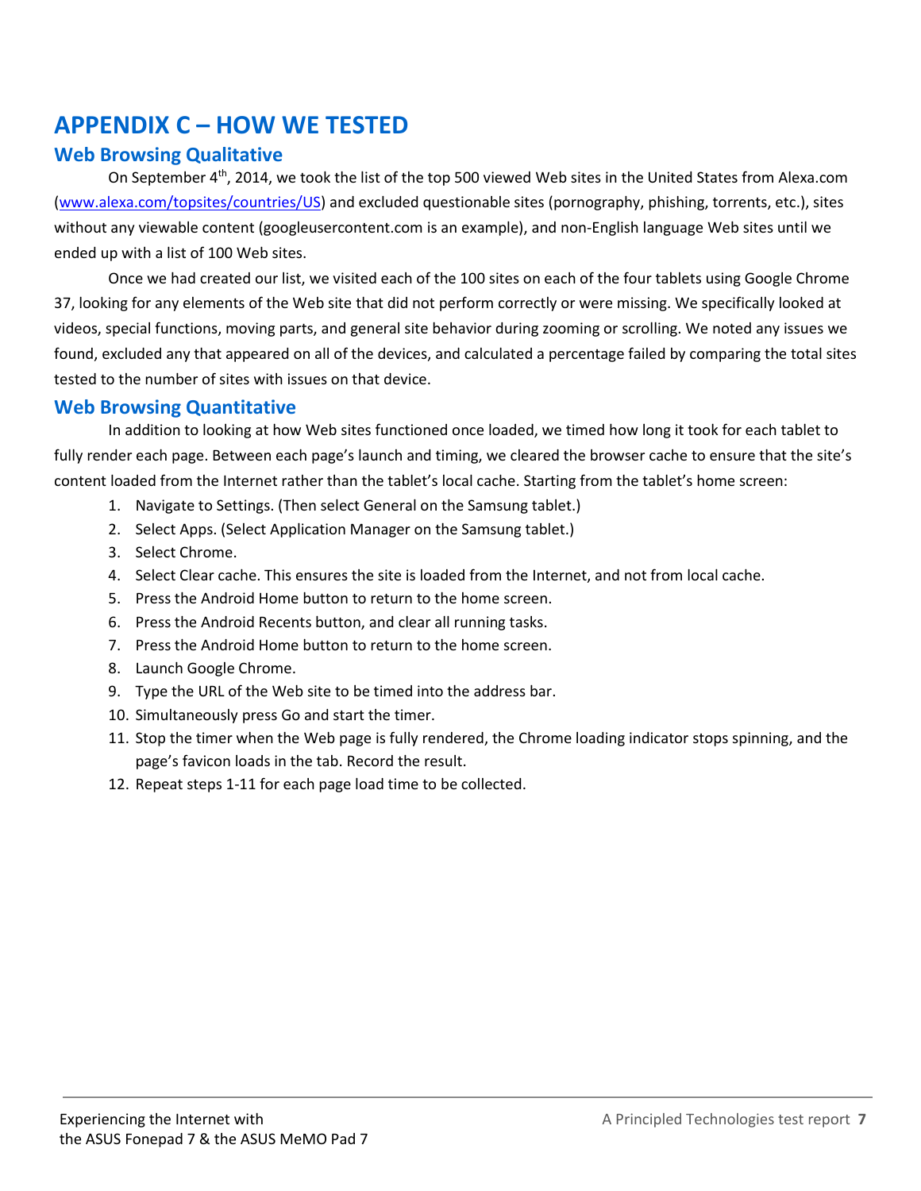# APPENDIX C – HOW WE TESTED

## Web Browsing Qualitative

On September 4th, 2014, we took the list of the top 500 viewed Web sites in the United States from Alexa.com (www.alexa.com/topsites/countries/US) and excluded questionable sites (pornography, phishing, torrents, etc.), sites without any viewable content (googleusercontent.com is an example), and non-English language Web sites until we ended up with a list of 100 Web sites.

Once we had created our list, we visited each of the 100 sites on each of the four tablets using Google Chrome 37, looking for any elements of the Web site that did not perform correctly or were missing. We specifically looked at videos, special functions, moving parts, and general site behavior during zooming or scrolling. We noted any issues we found, excluded any that appeared on all of the devices, and calculated a percentage failed by comparing the total sites tested to the number of sites with issues on that device.

## Web Browsing Quantitative

In addition to looking at how Web sites functioned once loaded, we timed how long it took for each tablet to fully render each page. Between each page's launch and timing, we cleared the browser cache to ensure that the site's content loaded from the Internet rather than the tablet's local cache. Starting from the tablet's home screen:

1. Navigate to Settings. (Then select General on the Samsung tablet.)
2. Select Apps. (Select Application Manager on the Samsung tablet.)
3. Select Chrome.
4. Select Clear cache. This ensures the site is loaded from the Internet, and not from local cache.
5. Press the Android Home button to return to the home screen.
6. Press the Android Recents button, and clear all running tasks.
7. Press the Android Home button to return to the home screen.
8. Launch Google Chrome.
9. Type the URL of the Web site to be timed into the address bar.
10. Simultaneously press Go and start the timer.
11. Stop the timer when the Web page is fully rendered, the Chrome loading indicator stops spinning, and the page's favicon loads in the tab. Record the result.
12. Repeat steps 1-11 for each page load time to be collected.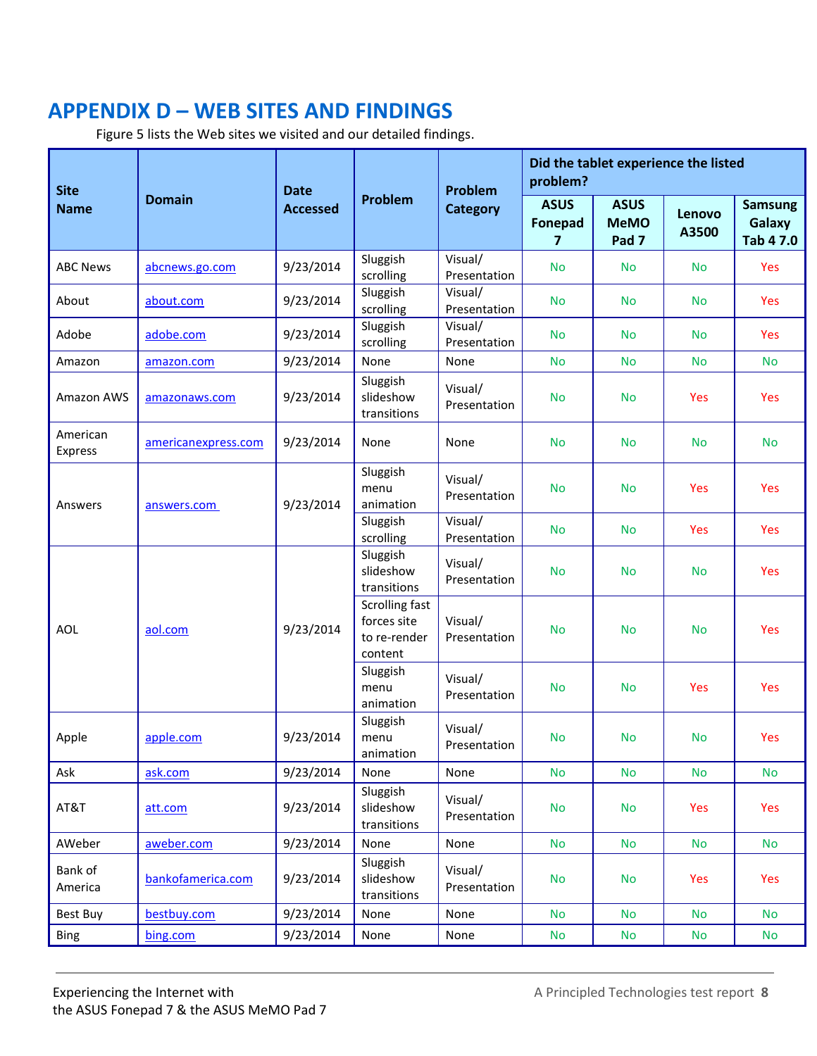## APPENDIX D – WEB SITES AND FINDINGS

Figure 5 lists the Web sites we visited and our detailed findings.

| Site Name | Domain | Date Accessed | Problem | Problem Category | Did the tablet experience the listed problem? | | | |
|---|---|---|---|---|---|---|---|---|
| | | | | | ASUS Fonepad 7 | ASUS MeMO Pad 7 | Lenovo A3500 | Samsung Galaxy Tab 4 7.0 |
| ABC News | abcnews.go.com | 9/23/2014 | Sluggish scrolling | Visual/ Presentation | No | No | No | Yes |
| About | about.com | 9/23/2014 | Sluggish scrolling | Visual/ Presentation | No | No | No | Yes |
| Adobe | adobe.com | 9/23/2014 | Sluggish scrolling | Visual/ Presentation | No | No | No | Yes |
| Amazon | amazon.com | 9/23/2014 | None | None | No | No | No | No |
| Amazon AWS | amazonaws.com | 9/23/2014 | Sluggish slideshow transitions | Visual/ Presentation | No | No | Yes | Yes |
| American Express | americanexpress.com | 9/23/2014 | None | None | No | No | No | No |
| Answers | answers.com | 9/23/2014 | Sluggish menu animation | Visual/ Presentation | No | No | Yes | Yes |
| | | | Sluggish scrolling | Visual/ Presentation | No | No | Yes | Yes |
| AOL | aol.com | 9/23/2014 | Sluggish slideshow transitions | Visual/ Presentation | No | No | No | Yes |
| | | | Scrolling fast forces site to re-render content | Visual/ Presentation | No | No | No | Yes |
| | | | Sluggish menu animation | Visual/ Presentation | No | No | Yes | Yes |
| Apple | apple.com | 9/23/2014 | Sluggish menu animation | Visual/ Presentation | No | No | No | Yes |
| Ask | ask.com | 9/23/2014 | None | None | No | No | No | No |
| AT&T | att.com | 9/23/2014 | Sluggish slideshow transitions | Visual/ Presentation | No | No | Yes | Yes |
| AWeber | aweber.com | 9/23/2014 | None | None | No | No | No | No |
| Bank of America | bankofamerica.com | 9/23/2014 | Sluggish slideshow transitions | Visual/ Presentation | No | No | Yes | Yes |
| Best Buy | bestbuy.com | 9/23/2014 | None | None | No | No | No | No |
| Bing | bing.com | 9/23/2014 | None | None | No | No | No | No |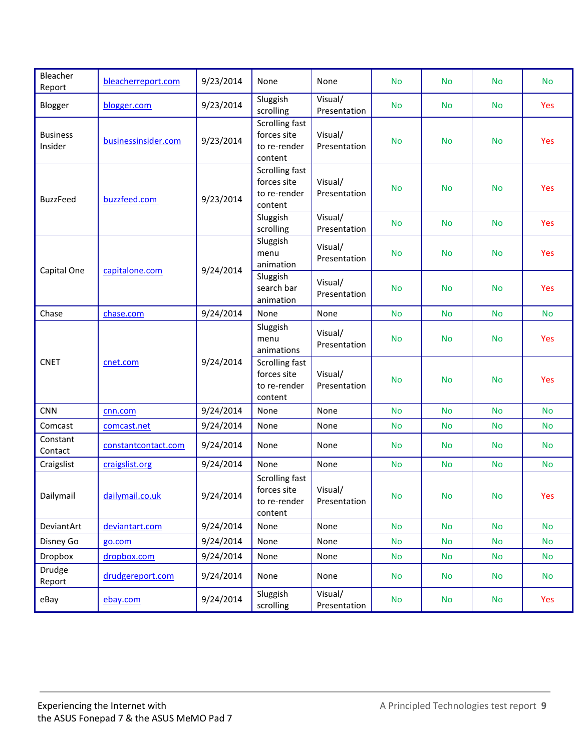| | | | | | | | | |
|---|---|---|---|---|---|---|---|---|
| Bleacher Report | bleacherreport.com | 9/23/2014 | None | None | No | No | No | No |
| Blogger | blogger.com | 9/23/2014 | Sluggish scrolling | Visual/ Presentation | No | No | No | Yes |
| Business Insider | businessinsider.com | 9/23/2014 | Scrolling fast forces site to re-render content | Visual/ Presentation | No | No | No | Yes |
| BuzzFeed | buzzfeed.com | 9/23/2014 | Scrolling fast forces site to re-render content | Visual/ Presentation | No | No | No | Yes |
| | | | Sluggish scrolling | Visual/ Presentation | No | No | No | Yes |
| Capital One | capitalone.com | 9/24/2014 | Sluggish menu animation | Visual/ Presentation | No | No | No | Yes |
| | | | Sluggish search bar animation | Visual/ Presentation | No | No | No | Yes |
| Chase | chase.com | 9/24/2014 | None | None | No | No | No | No |
| CNET | cnet.com | 9/24/2014 | Sluggish menu animations | Visual/ Presentation | No | No | No | Yes |
| | | | Scrolling fast forces site to re-render content | Visual/ Presentation | No | No | No | Yes |
| CNN | cnn.com | 9/24/2014 | None | None | No | No | No | No |
| Comcast | comcast.net | 9/24/2014 | None | None | No | No | No | No |
| Constant Contact | constantcontact.com | 9/24/2014 | None | None | No | No | No | No |
| Craigslist | craigslist.org | 9/24/2014 | None | None | No | No | No | No |
| Dailymail | dailymail.co.uk | 9/24/2014 | Scrolling fast forces site to re-render content | Visual/ Presentation | No | No | No | Yes |
| DeviantArt | deviantart.com | 9/24/2014 | None | None | No | No | No | No |
| Disney Go | go.com | 9/24/2014 | None | None | No | No | No | No |
| Dropbox | dropbox.com | 9/24/2014 | None | None | No | No | No | No |
| Drudge Report | drudgereport.com | 9/24/2014 | None | None | No | No | No | No |
| eBay | ebay.com | 9/24/2014 | Sluggish scrolling | Visual/ Presentation | No | No | No | Yes |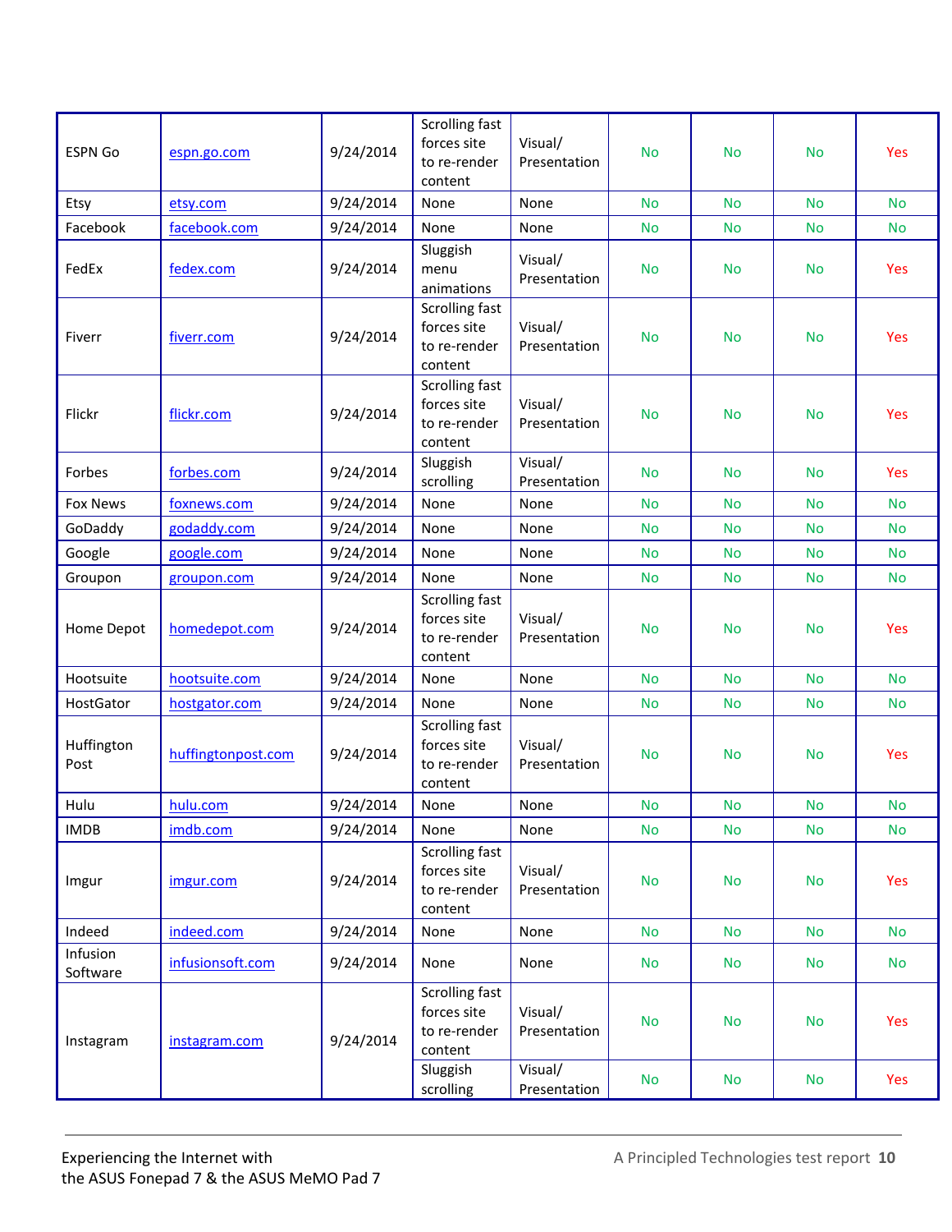| | | | | | | | | |
|---|---|---|---|---|---|---|---|---|
| ESPN Go | espn.go.com | 9/24/2014 | Scrolling fast forces site to re-render content | Visual/ Presentation | No | No | No | Yes |
| Etsy | etsy.com | 9/24/2014 | None | None | No | No | No | No |
| Facebook | facebook.com | 9/24/2014 | None | None | No | No | No | No |
| FedEx | fedex.com | 9/24/2014 | Sluggish menu animations | Visual/ Presentation | No | No | No | Yes |
| Fiverr | fiverr.com | 9/24/2014 | Scrolling fast forces site to re-render content | Visual/ Presentation | No | No | No | Yes |
| Flickr | flickr.com | 9/24/2014 | Scrolling fast forces site to re-render content | Visual/ Presentation | No | No | No | Yes |
| Forbes | forbes.com | 9/24/2014 | Sluggish scrolling | Visual/ Presentation | No | No | No | Yes |
| Fox News | foxnews.com | 9/24/2014 | None | None | No | No | No | No |
| GoDaddy | godaddy.com | 9/24/2014 | None | None | No | No | No | No |
| Google | google.com | 9/24/2014 | None | None | No | No | No | No |
| Groupon | groupon.com | 9/24/2014 | None | None | No | No | No | No |
| Home Depot | homedepot.com | 9/24/2014 | Scrolling fast forces site to re-render content | Visual/ Presentation | No | No | No | Yes |
| Hootsuite | hootsuite.com | 9/24/2014 | None | None | No | No | No | No |
| HostGator | hostgator.com | 9/24/2014 | None | None | No | No | No | No |
| Huffington Post | huffingtonpost.com | 9/24/2014 | Scrolling fast forces site to re-render content | Visual/ Presentation | No | No | No | Yes |
| Hulu | hulu.com | 9/24/2014 | None | None | No | No | No | No |
| IMDB | imdb.com | 9/24/2014 | None | None | No | No | No | No |
| Imgur | imgur.com | 9/24/2014 | Scrolling fast forces site to re-render content | Visual/ Presentation | No | No | No | Yes |
| Indeed | indeed.com | 9/24/2014 | None | None | No | No | No | No |
| Infusion Software | infusionsoft.com | 9/24/2014 | None | None | No | No | No | No |
| Instagram | instagram.com | 9/24/2014 | Scrolling fast forces site to re-render content | Visual/ Presentation | No | No | No | Yes |
| | | | Sluggish scrolling | Visual/ Presentation | No | No | No | Yes |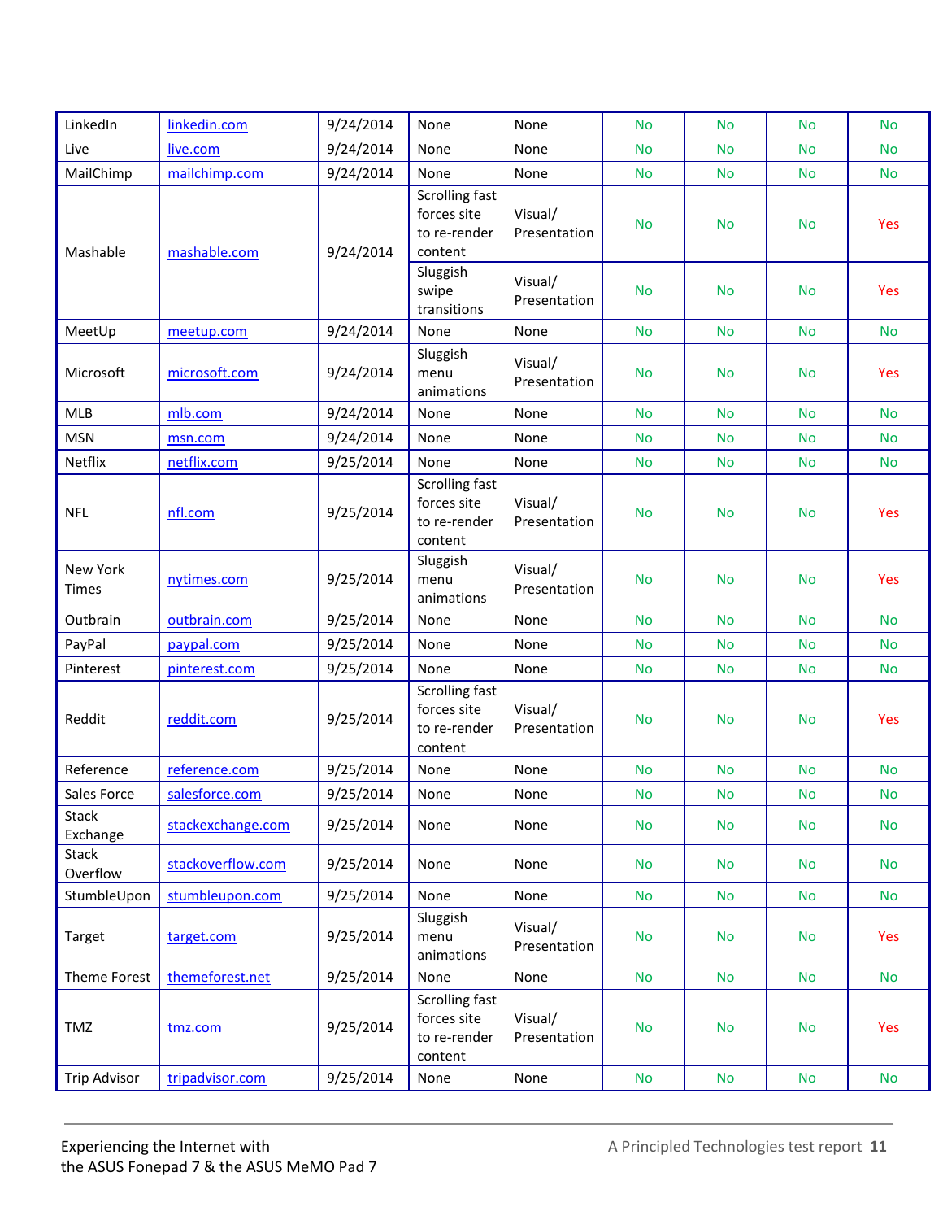| LinkedIn | linkedin.com | 9/24/2014 | None | None | No | No | No | No |
|---|---|---|---|---|---|---|---|---|
| Live | live.com | 9/24/2014 | None | None | No | No | No | No |
| MailChimp | mailchimp.com | 9/24/2014 | None | None | No | No | No | No |
| Mashable | mashable.com | 9/24/2014 | Scrolling fast forces site to re-render content | Visual/ Presentation | No | No | No | Yes |
| | | | Sluggish swipe transitions | Visual/ Presentation | No | No | No | Yes |
| MeetUp | meetup.com | 9/24/2014 | None | None | No | No | No | No |
| Microsoft | microsoft.com | 9/24/2014 | Sluggish menu animations | Visual/ Presentation | No | No | No | Yes |
| MLB | mlb.com | 9/24/2014 | None | None | No | No | No | No |
| MSN | msn.com | 9/24/2014 | None | None | No | No | No | No |
| Netflix | netflix.com | 9/25/2014 | None | None | No | No | No | No |
| NFL | nfl.com | 9/25/2014 | Scrolling fast forces site to re-render content | Visual/ Presentation | No | No | No | Yes |
| New York Times | nytimes.com | 9/25/2014 | Sluggish menu animations | Visual/ Presentation | No | No | No | Yes |
| Outbrain | outbrain.com | 9/25/2014 | None | None | No | No | No | No |
| PayPal | paypal.com | 9/25/2014 | None | None | No | No | No | No |
| Pinterest | pinterest.com | 9/25/2014 | None | None | No | No | No | No |
| Reddit | reddit.com | 9/25/2014 | Scrolling fast forces site to re-render content | Visual/ Presentation | No | No | No | Yes |
| Reference | reference.com | 9/25/2014 | None | None | No | No | No | No |
| Sales Force | salesforce.com | 9/25/2014 | None | None | No | No | No | No |
| Stack Exchange | stackexchange.com | 9/25/2014 | None | None | No | No | No | No |
| Stack Overflow | stackoverflow.com | 9/25/2014 | None | None | No | No | No | No |
| StumbleUpon | stumbleupon.com | 9/25/2014 | None | None | No | No | No | No |
| Target | target.com | 9/25/2014 | Sluggish menu animations | Visual/ Presentation | No | No | No | Yes |
| Theme Forest | themeforest.net | 9/25/2014 | None | None | No | No | No | No |
| TMZ | tmz.com | 9/25/2014 | Scrolling fast forces site to re-render content | Visual/ Presentation | No | No | No | Yes |
| Trip Advisor | tripadvisor.com | 9/25/2014 | None | None | No | No | No | No |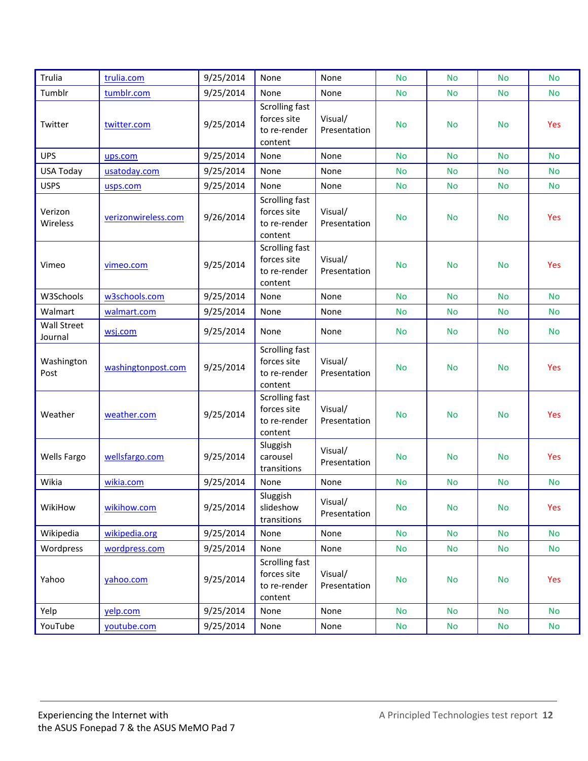| | | | | | | | | |
|---|---|---|---|---|---|---|---|---|
| Trulia | trulia.com | 9/25/2014 | None | None | No | No | No | No |
| Tumblr | tumblr.com | 9/25/2014 | None | None | No | No | No | No |
| Twitter | twitter.com | 9/25/2014 | Scrolling fast forces site to re-render content | Visual/ Presentation | No | No | No | Yes |
| UPS | ups.com | 9/25/2014 | None | None | No | No | No | No |
| USA Today | usatoday.com | 9/25/2014 | None | None | No | No | No | No |
| USPS | usps.com | 9/25/2014 | None | None | No | No | No | No |
| Verizon Wireless | verizonwireless.com | 9/26/2014 | Scrolling fast forces site to re-render content | Visual/ Presentation | No | No | No | Yes |
| Vimeo | vimeo.com | 9/25/2014 | Scrolling fast forces site to re-render content | Visual/ Presentation | No | No | No | Yes |
| W3Schools | w3schools.com | 9/25/2014 | None | None | No | No | No | No |
| Walmart | walmart.com | 9/25/2014 | None | None | No | No | No | No |
| Wall Street Journal | wsj.com | 9/25/2014 | None | None | No | No | No | No |
| Washington Post | washingtonpost.com | 9/25/2014 | Scrolling fast forces site to re-render content | Visual/ Presentation | No | No | No | Yes |
| Weather | weather.com | 9/25/2014 | Scrolling fast forces site to re-render content | Visual/ Presentation | No | No | No | Yes |
| Wells Fargo | wellsfargo.com | 9/25/2014 | Sluggish carousel transitions | Visual/ Presentation | No | No | No | Yes |
| Wikia | wikia.com | 9/25/2014 | None | None | No | No | No | No |
| WikiHow | wikihow.com | 9/25/2014 | Sluggish slideshow transitions | Visual/ Presentation | No | No | No | Yes |
| Wikipedia | wikipedia.org | 9/25/2014 | None | None | No | No | No | No |
| Wordpress | wordpress.com | 9/25/2014 | None | None | No | No | No | No |
| Yahoo | yahoo.com | 9/25/2014 | Scrolling fast forces site to re-render content | Visual/ Presentation | No | No | No | Yes |
| Yelp | yelp.com | 9/25/2014 | None | None | No | No | No | No |
| YouTube | youtube.com | 9/25/2014 | None | None | No | No | No | No |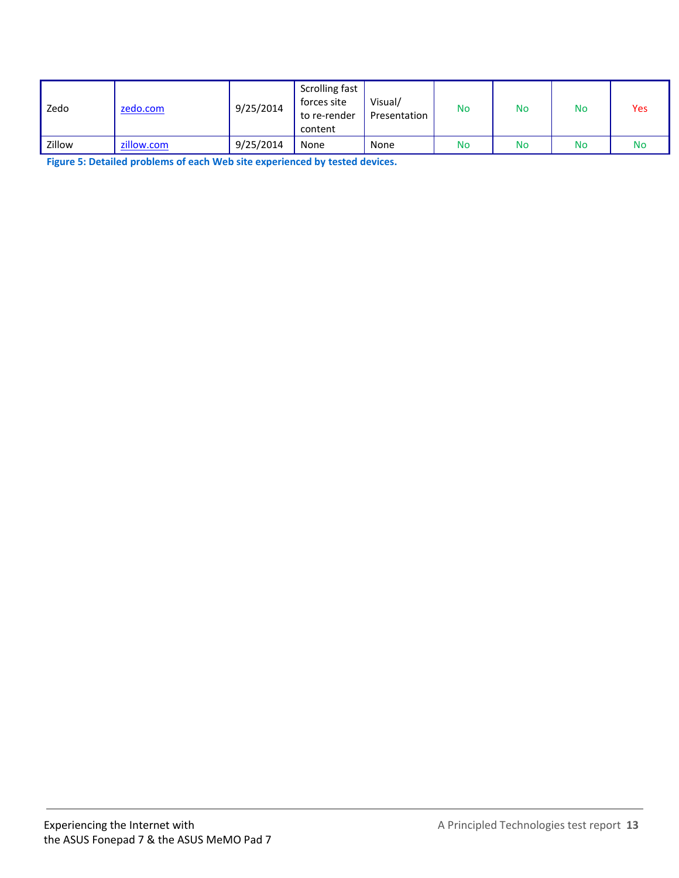| | | | | | | | | |
|---|---|---|---|---|---|---|---|---|
| Zedo | zedo.com | 9/25/2014 | Scrolling fast forces site to re-render content | Visual/ Presentation | No | No | No | Yes |
| Zillow | zillow.com | 9/25/2014 | None | None | No | No | No | No |

**Figure 5: Detailed problems of each Web site experienced by tested devices.**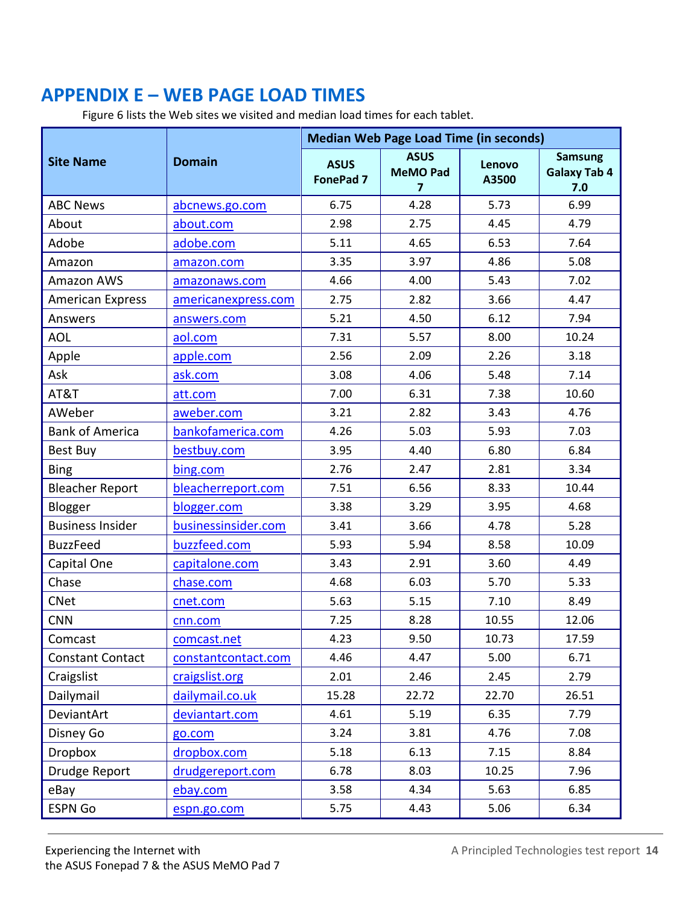# APPENDIX E – WEB PAGE LOAD TIMES

Figure 6 lists the Web sites we visited and median load times for each tablet.

| Site Name | Domain | Median Web Page Load Time (in seconds) | | | |
|---|---|---|---|---|---|
| | | ASUS FonePad 7 | ASUS MeMO Pad 7 | Lenovo A3500 | Samsung Galaxy Tab 4 7.0 |
| ABC News | abcnews.go.com | 6.75 | 4.28 | 5.73 | 6.99 |
| About | about.com | 2.98 | 2.75 | 4.45 | 4.79 |
| Adobe | adobe.com | 5.11 | 4.65 | 6.53 | 7.64 |
| Amazon | amazon.com | 3.35 | 3.97 | 4.86 | 5.08 |
| Amazon AWS | amazonaws.com | 4.66 | 4.00 | 5.43 | 7.02 |
| American Express | americanexpress.com | 2.75 | 2.82 | 3.66 | 4.47 |
| Answers | answers.com | 5.21 | 4.50 | 6.12 | 7.94 |
| AOL | aol.com | 7.31 | 5.57 | 8.00 | 10.24 |
| Apple | apple.com | 2.56 | 2.09 | 2.26 | 3.18 |
| Ask | ask.com | 3.08 | 4.06 | 5.48 | 7.14 |
| AT&T | att.com | 7.00 | 6.31 | 7.38 | 10.60 |
| AWeber | aweber.com | 3.21 | 2.82 | 3.43 | 4.76 |
| Bank of America | bankofamerica.com | 4.26 | 5.03 | 5.93 | 7.03 |
| Best Buy | bestbuy.com | 3.95 | 4.40 | 6.80 | 6.84 |
| Bing | bing.com | 2.76 | 2.47 | 2.81 | 3.34 |
| Bleacher Report | bleacherreport.com | 7.51 | 6.56 | 8.33 | 10.44 |
| Blogger | blogger.com | 3.38 | 3.29 | 3.95 | 4.68 |
| Business Insider | businessinsider.com | 3.41 | 3.66 | 4.78 | 5.28 |
| BuzzFeed | buzzfeed.com | 5.93 | 5.94 | 8.58 | 10.09 |
| Capital One | capitalone.com | 3.43 | 2.91 | 3.60 | 4.49 |
| Chase | chase.com | 4.68 | 6.03 | 5.70 | 5.33 |
| CNet | cnet.com | 5.63 | 5.15 | 7.10 | 8.49 |
| CNN | cnn.com | 7.25 | 8.28 | 10.55 | 12.06 |
| Comcast | comcast.net | 4.23 | 9.50 | 10.73 | 17.59 |
| Constant Contact | constantcontact.com | 4.46 | 4.47 | 5.00 | 6.71 |
| Craigslist | craigslist.org | 2.01 | 2.46 | 2.45 | 2.79 |
| Dailymail | dailymail.co.uk | 15.28 | 22.72 | 22.70 | 26.51 |
| DeviantArt | deviantart.com | 4.61 | 5.19 | 6.35 | 7.79 |
| Disney Go | go.com | 3.24 | 3.81 | 4.76 | 7.08 |
| Dropbox | dropbox.com | 5.18 | 6.13 | 7.15 | 8.84 |
| Drudge Report | drudgereport.com | 6.78 | 8.03 | 10.25 | 7.96 |
| eBay | ebay.com | 3.58 | 4.34 | 5.63 | 6.85 |
| ESPN Go | espn.go.com | 5.75 | 4.43 | 5.06 | 6.34 |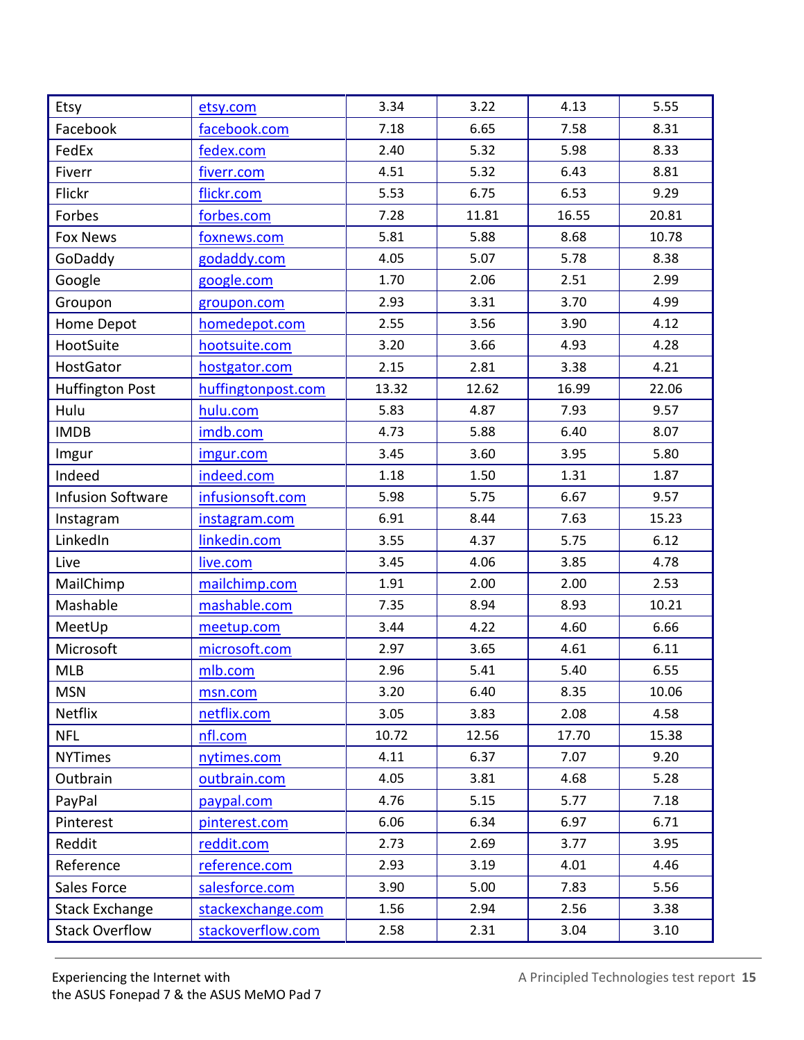| | | | | | |
|---|---|---|---|---|---|
| Etsy | etsy.com | 3.34 | 3.22 | 4.13 | 5.55 |
| Facebook | facebook.com | 7.18 | 6.65 | 7.58 | 8.31 |
| FedEx | fedex.com | 2.40 | 5.32 | 5.98 | 8.33 |
| Fiverr | fiverr.com | 4.51 | 5.32 | 6.43 | 8.81 |
| Flickr | flickr.com | 5.53 | 6.75 | 6.53 | 9.29 |
| Forbes | forbes.com | 7.28 | 11.81 | 16.55 | 20.81 |
| Fox News | foxnews.com | 5.81 | 5.88 | 8.68 | 10.78 |
| GoDaddy | godaddy.com | 4.05 | 5.07 | 5.78 | 8.38 |
| Google | google.com | 1.70 | 2.06 | 2.51 | 2.99 |
| Groupon | groupon.com | 2.93 | 3.31 | 3.70 | 4.99 |
| Home Depot | homedepot.com | 2.55 | 3.56 | 3.90 | 4.12 |
| HootSuite | hootsuite.com | 3.20 | 3.66 | 4.93 | 4.28 |
| HostGator | hostgator.com | 2.15 | 2.81 | 3.38 | 4.21 |
| Huffington Post | huffingtonpost.com | 13.32 | 12.62 | 16.99 | 22.06 |
| Hulu | hulu.com | 5.83 | 4.87 | 7.93 | 9.57 |
| IMDB | imdb.com | 4.73 | 5.88 | 6.40 | 8.07 |
| Imgur | imgur.com | 3.45 | 3.60 | 3.95 | 5.80 |
| Indeed | indeed.com | 1.18 | 1.50 | 1.31 | 1.87 |
| Infusion Software | infusionsoft.com | 5.98 | 5.75 | 6.67 | 9.57 |
| Instagram | instagram.com | 6.91 | 8.44 | 7.63 | 15.23 |
| LinkedIn | linkedin.com | 3.55 | 4.37 | 5.75 | 6.12 |
| Live | live.com | 3.45 | 4.06 | 3.85 | 4.78 |
| MailChimp | mailchimp.com | 1.91 | 2.00 | 2.00 | 2.53 |
| Mashable | mashable.com | 7.35 | 8.94 | 8.93 | 10.21 |
| MeetUp | meetup.com | 3.44 | 4.22 | 4.60 | 6.66 |
| Microsoft | microsoft.com | 2.97 | 3.65 | 4.61 | 6.11 |
| MLB | mlb.com | 2.96 | 5.41 | 5.40 | 6.55 |
| MSN | msn.com | 3.20 | 6.40 | 8.35 | 10.06 |
| Netflix | netflix.com | 3.05 | 3.83 | 2.08 | 4.58 |
| NFL | nfl.com | 10.72 | 12.56 | 17.70 | 15.38 |
| NYTimes | nytimes.com | 4.11 | 6.37 | 7.07 | 9.20 |
| Outbrain | outbrain.com | 4.05 | 3.81 | 4.68 | 5.28 |
| PayPal | paypal.com | 4.76 | 5.15 | 5.77 | 7.18 |
| Pinterest | pinterest.com | 6.06 | 6.34 | 6.97 | 6.71 |
| Reddit | reddit.com | 2.73 | 2.69 | 3.77 | 3.95 |
| Reference | reference.com | 2.93 | 3.19 | 4.01 | 4.46 |
| Sales Force | salesforce.com | 3.90 | 5.00 | 7.83 | 5.56 |
| Stack Exchange | stackexchange.com | 1.56 | 2.94 | 2.56 | 3.38 |
| Stack Overflow | stackoverflow.com | 2.58 | 2.31 | 3.04 | 3.10 |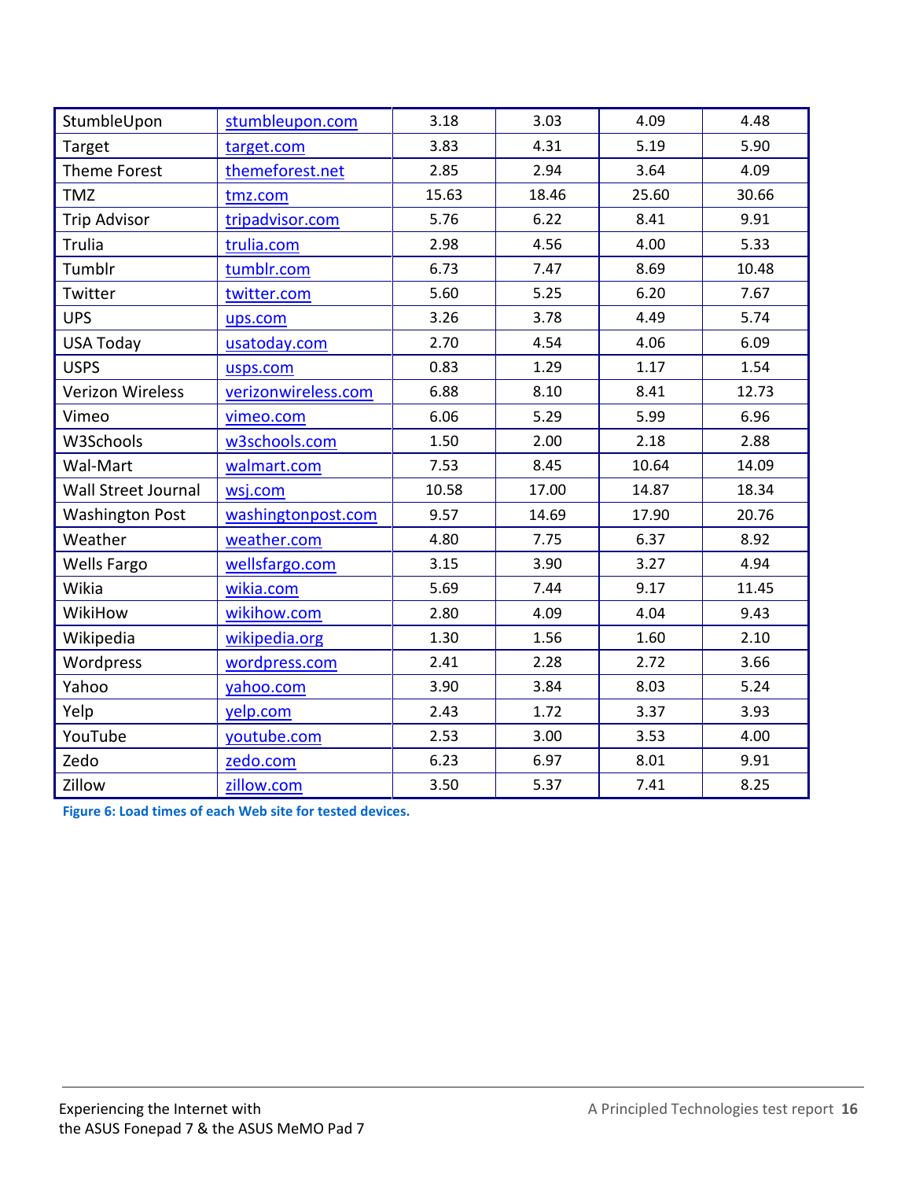| | | | | | |
|---|---|---|---|---|---|
| StumbleUpon | stumbleupon.com | 3.18 | 3.03 | 4.09 | 4.48 |
| Target | target.com | 3.83 | 4.31 | 5.19 | 5.90 |
| Theme Forest | themeforest.net | 2.85 | 2.94 | 3.64 | 4.09 |
| TMZ | tmz.com | 15.63 | 18.46 | 25.60 | 30.66 |
| Trip Advisor | tripadvisor.com | 5.76 | 6.22 | 8.41 | 9.91 |
| Trulia | trulia.com | 2.98 | 4.56 | 4.00 | 5.33 |
| Tumblr | tumblr.com | 6.73 | 7.47 | 8.69 | 10.48 |
| Twitter | twitter.com | 5.60 | 5.25 | 6.20 | 7.67 |
| UPS | ups.com | 3.26 | 3.78 | 4.49 | 5.74 |
| USA Today | usatoday.com | 2.70 | 4.54 | 4.06 | 6.09 |
| USPS | usps.com | 0.83 | 1.29 | 1.17 | 1.54 |
| Verizon Wireless | verizonwireless.com | 6.88 | 8.10 | 8.41 | 12.73 |
| Vimeo | vimeo.com | 6.06 | 5.29 | 5.99 | 6.96 |
| W3Schools | w3schools.com | 1.50 | 2.00 | 2.18 | 2.88 |
| Wal-Mart | walmart.com | 7.53 | 8.45 | 10.64 | 14.09 |
| Wall Street Journal | wsj.com | 10.58 | 17.00 | 14.87 | 18.34 |
| Washington Post | washingtonpost.com | 9.57 | 14.69 | 17.90 | 20.76 |
| Weather | weather.com | 4.80 | 7.75 | 6.37 | 8.92 |
| Wells Fargo | wellsfargo.com | 3.15 | 3.90 | 3.27 | 4.94 |
| Wikia | wikia.com | 5.69 | 7.44 | 9.17 | 11.45 |
| WikiHow | wikihow.com | 2.80 | 4.09 | 4.04 | 9.43 |
| Wikipedia | wikipedia.org | 1.30 | 1.56 | 1.60 | 2.10 |
| Wordpress | wordpress.com | 2.41 | 2.28 | 2.72 | 3.66 |
| Yahoo | yahoo.com | 3.90 | 3.84 | 8.03 | 5.24 |
| Yelp | yelp.com | 2.43 | 1.72 | 3.37 | 3.93 |
| YouTube | youtube.com | 2.53 | 3.00 | 3.53 | 4.00 |
| Zedo | zedo.com | 6.23 | 6.97 | 8.01 | 9.91 |
| Zillow | zillow.com | 3.50 | 5.37 | 7.41 | 8.25 |

**Figure 6: Load times of each Web site for tested devices.**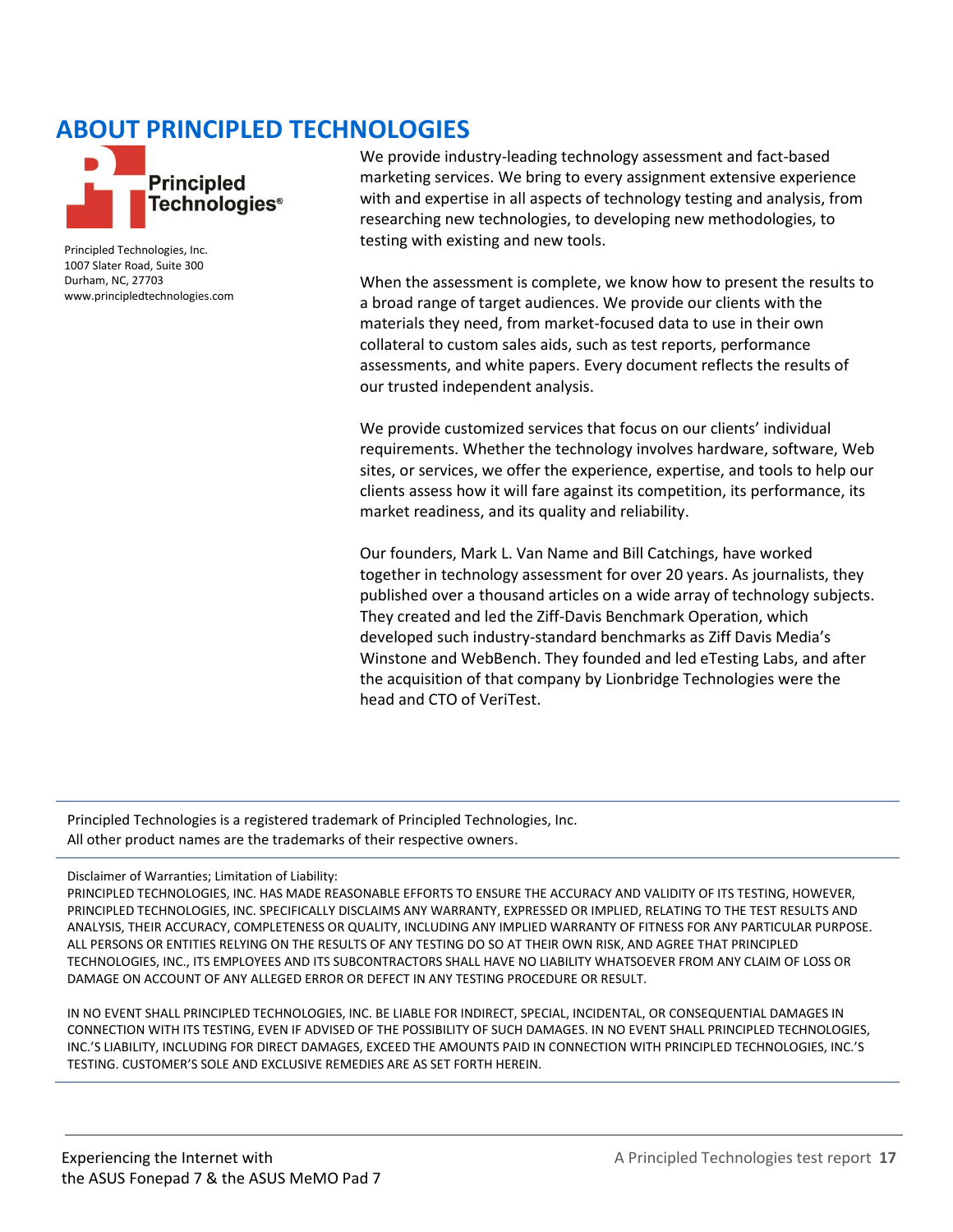## ABOUT PRINCIPLED TECHNOLOGIES

Principled Technologies, Inc.
1007 Slater Road, Suite 300
Durham, NC, 27703
www.principledtechnologies.com

We provide industry-leading technology assessment and fact-based marketing services. We bring to every assignment extensive experience with and expertise in all aspects of technology testing and analysis, from researching new technologies, to developing new methodologies, to testing with existing and new tools.

When the assessment is complete, we know how to present the results to a broad range of target audiences. We provide our clients with the materials they need, from market-focused data to use in their own collateral to custom sales aids, such as test reports, performance assessments, and white papers. Every document reflects the results of our trusted independent analysis.

We provide customized services that focus on our clients' individual requirements. Whether the technology involves hardware, software, Web sites, or services, we offer the experience, expertise, and tools to help our clients assess how it will fare against its competition, its performance, its market readiness, and its quality and reliability.

Our founders, Mark L. Van Name and Bill Catchings, have worked together in technology assessment for over 20 years. As journalists, they published over a thousand articles on a wide array of technology subjects. They created and led the Ziff-Davis Benchmark Operation, which developed such industry-standard benchmarks as Ziff Davis Media's Winstone and WebBench. They founded and led eTesting Labs, and after the acquisition of that company by Lionbridge Technologies were the head and CTO of VeriTest.

---

Principled Technologies is a registered trademark of Principled Technologies, Inc.
All other product names are the trademarks of their respective owners.

---

Disclaimer of Warranties; Limitation of Liability:
PRINCIPLED TECHNOLOGIES, INC. HAS MADE REASONABLE EFFORTS TO ENSURE THE ACCURACY AND VALIDITY OF ITS TESTING, HOWEVER, PRINCIPLED TECHNOLOGIES, INC. SPECIFICALLY DISCLAIMS ANY WARRANTY, EXPRESSED OR IMPLIED, RELATING TO THE TEST RESULTS AND ANALYSIS, THEIR ACCURACY, COMPLETENESS OR QUALITY, INCLUDING ANY IMPLIED WARRANTY OF FITNESS FOR ANY PARTICULAR PURPOSE. ALL PERSONS OR ENTITIES RELYING ON THE RESULTS OF ANY TESTING DO SO AT THEIR OWN RISK, AND AGREE THAT PRINCIPLED TECHNOLOGIES, INC., ITS EMPLOYEES AND ITS SUBCONTRACTORS SHALL HAVE NO LIABILITY WHATSOEVER FROM ANY CLAIM OF LOSS OR DAMAGE ON ACCOUNT OF ANY ALLEGED ERROR OR DEFECT IN ANY TESTING PROCEDURE OR RESULT.

IN NO EVENT SHALL PRINCIPLED TECHNOLOGIES, INC. BE LIABLE FOR INDIRECT, SPECIAL, INCIDENTAL, OR CONSEQUENTIAL DAMAGES IN CONNECTION WITH ITS TESTING, EVEN IF ADVISED OF THE POSSIBILITY OF SUCH DAMAGES. IN NO EVENT SHALL PRINCIPLED TECHNOLOGIES, INC.'S LIABILITY, INCLUDING FOR DIRECT DAMAGES, EXCEED THE AMOUNTS PAID IN CONNECTION WITH PRINCIPLED TECHNOLOGIES, INC.'S TESTING. CUSTOMER'S SOLE AND EXCLUSIVE REMEDIES ARE AS SET FORTH HEREIN.